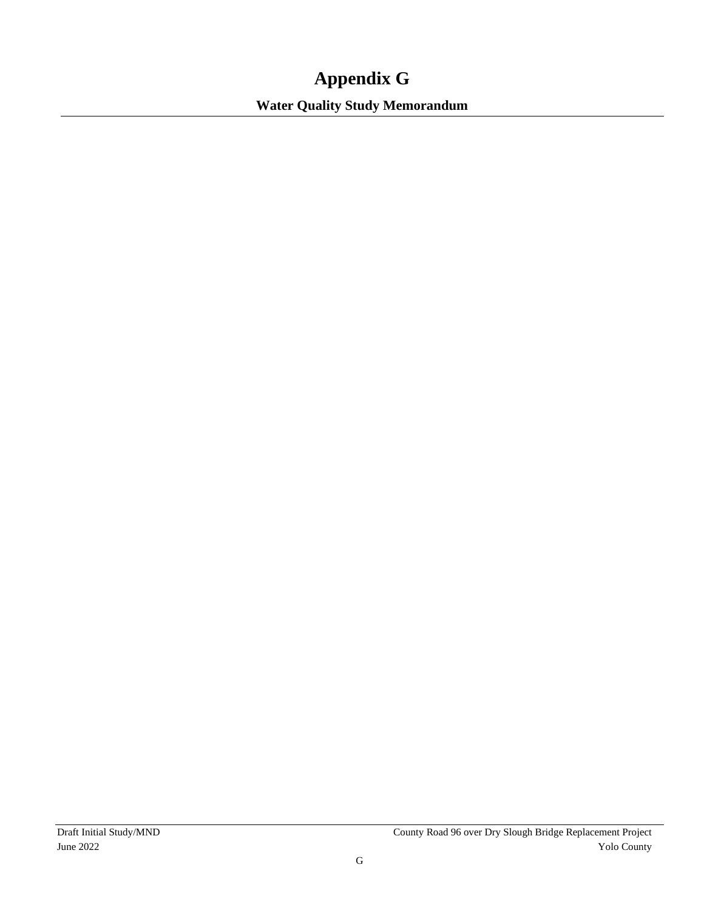# Appendix G

## Water Quality Study Memorandum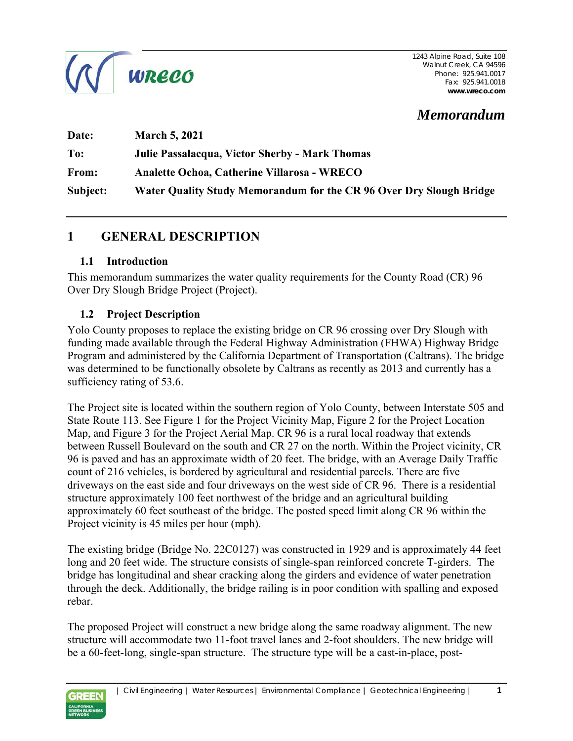# Memorandum

**Date:** March 5, 2021

**To:** Julie Passalacqua, Victor Sherby - Mark Thomas

**From:** Analette Ochoa, Catherine Villarosa - WRECO

**Subject:** Water Quality Study Memorandum for the CR 96 Over Dry Slough Bridge

## 1 GENERAL DESCRIPTION

### 1.1 Introduction

This memorandum summarizes the water quality requirements for the County Road (CR) 96 Over Dry Slough Bridge Project (Project).

### 1.2 Project Description

Yolo County proposes to replace the existing bridge on CR 96 crossing over Dry Slough with funding made available through the Federal Highway Administration (FHWA) Highway Bridge Program and administered by the California Department of Transportation (Caltrans). The bridge was determined to be functionally obsolete by Caltrans as recently as 2013 and currently has a sufficiency rating of 53.6.

The Project site is located within the southern region of Yolo County, between Interstate 505 and State Route 113. See Figure 1 for the Project Vicinity Map, Figure 2 for the Project Location Map, and Figure 3 for the Project Aerial Map. CR 96 is a rural local roadway that extends between Russell Boulevard on the south and CR 27 on the north. Within the Project vicinity, CR 96 is paved and has an approximate width of 20 feet. The bridge, with an Average Daily Traffic count of 216 vehicles, is bordered by agricultural and residential parcels. There are five driveways on the east side and four driveways on the west side of CR 96. There is a residential structure approximately 100 feet northwest of the bridge and an agricultural building approximately 60 feet southeast of the bridge. The posted speed limit along CR 96 within the Project vicinity is 45 miles per hour (mph).

The existing bridge (Bridge No. 22C0127) was constructed in 1929 and is approximately 44 feet long and 20 feet wide. The structure consists of single-span reinforced concrete T-girders. The bridge has longitudinal and shear cracking along the girders and evidence of water penetration through the deck. Additionally, the bridge railing is in poor condition with spalling and exposed rebar.

The proposed Project will construct a new bridge along the same roadway alignment. The new structure will accommodate two 11-foot travel lanes and 2-foot shoulders. The new bridge will be a 60-feet-long, single-span structure. The structure type will be a cast-in-place, post-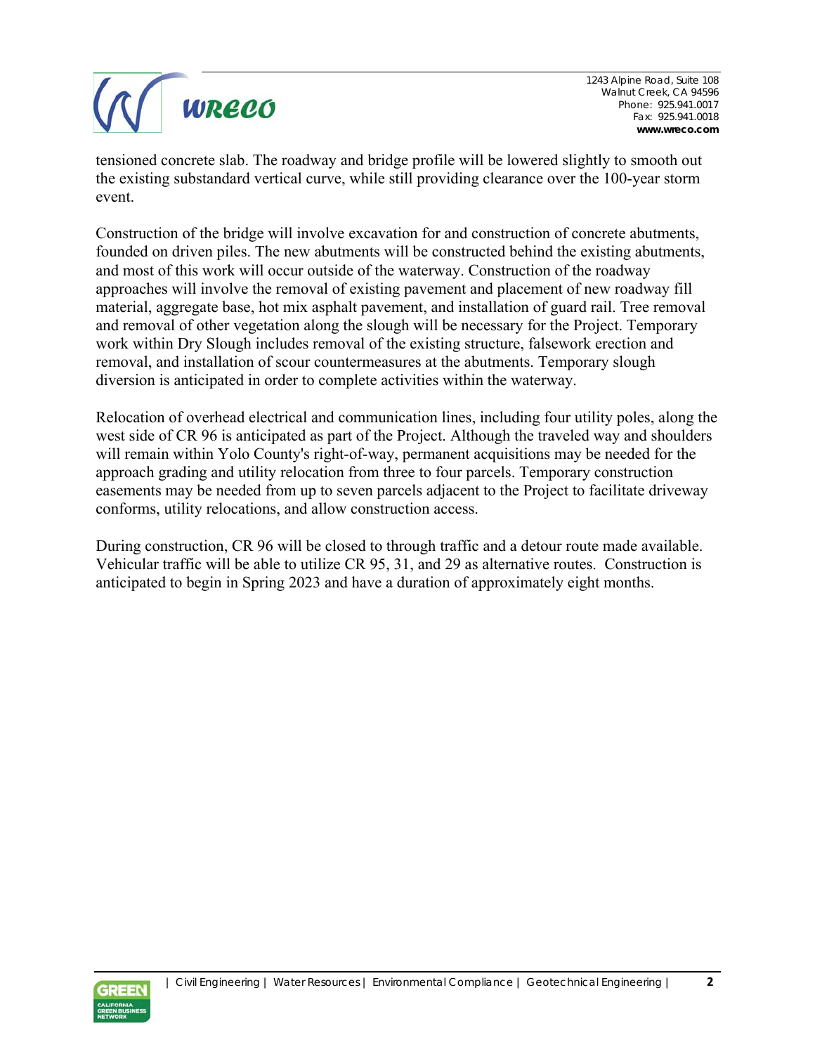tensioned concrete slab. The roadway and bridge profile will be lowered slightly to smooth out the existing substandard vertical curve, while still providing clearance over the 100-year storm event.

Construction of the bridge will involve excavation for and construction of concrete abutments, founded on driven piles. The new abutments will be constructed behind the existing abutments, and most of this work will occur outside of the waterway. Construction of the roadway approaches will involve the removal of existing pavement and placement of new roadway fill material, aggregate base, hot mix asphalt pavement, and installation of guard rail. Tree removal and removal of other vegetation along the slough will be necessary for the Project. Temporary work within Dry Slough includes removal of the existing structure, falsework erection and removal, and installation of scour countermeasures at the abutments. Temporary slough diversion is anticipated in order to complete activities within the waterway.

Relocation of overhead electrical and communication lines, including four utility poles, along the west side of CR 96 is anticipated as part of the Project. Although the traveled way and shoulders will remain within Yolo County's right-of-way, permanent acquisitions may be needed for the approach grading and utility relocation from three to four parcels. Temporary construction easements may be needed from up to seven parcels adjacent to the Project to facilitate driveway conforms, utility relocations, and allow construction access.

During construction, CR 96 will be closed to through traffic and a detour route made available. Vehicular traffic will be able to utilize CR 95, 31, and 29 as alternative routes. Construction is anticipated to begin in Spring 2023 and have a duration of approximately eight months.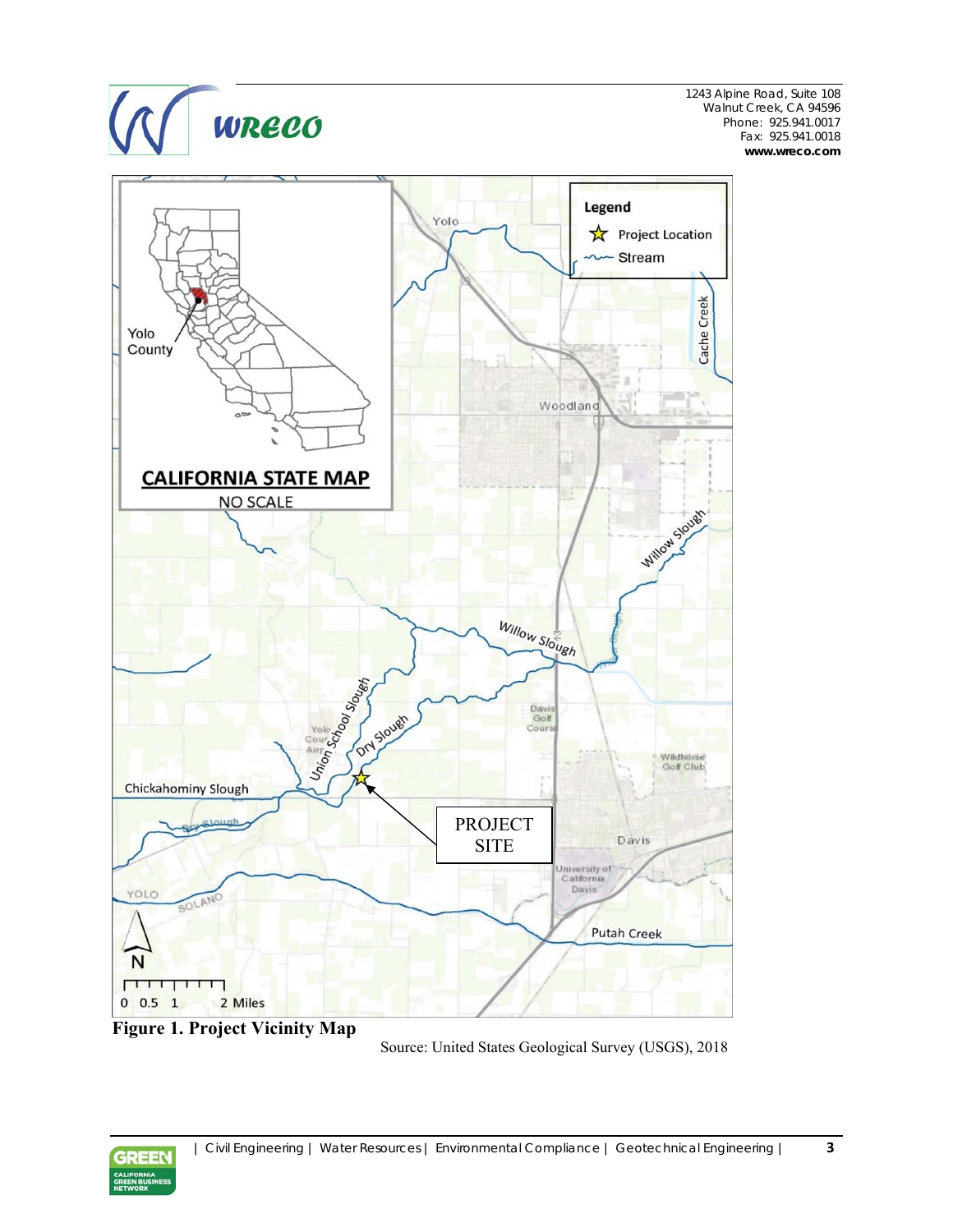**Figure 1. Project Vicinity Map**

Source: United States Geological Survey (USGS), 2018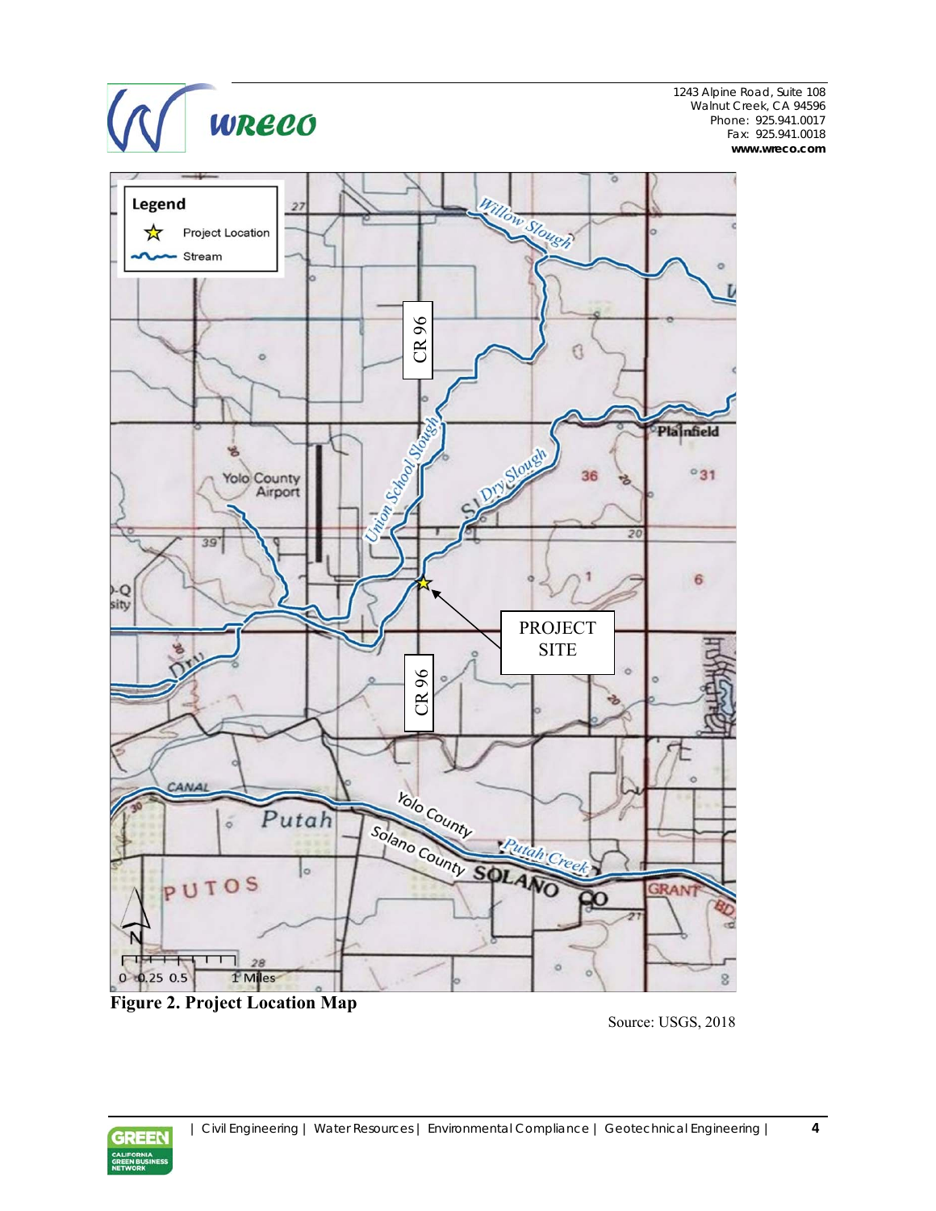**Figure 2. Project Location Map**

Source: USGS, 2018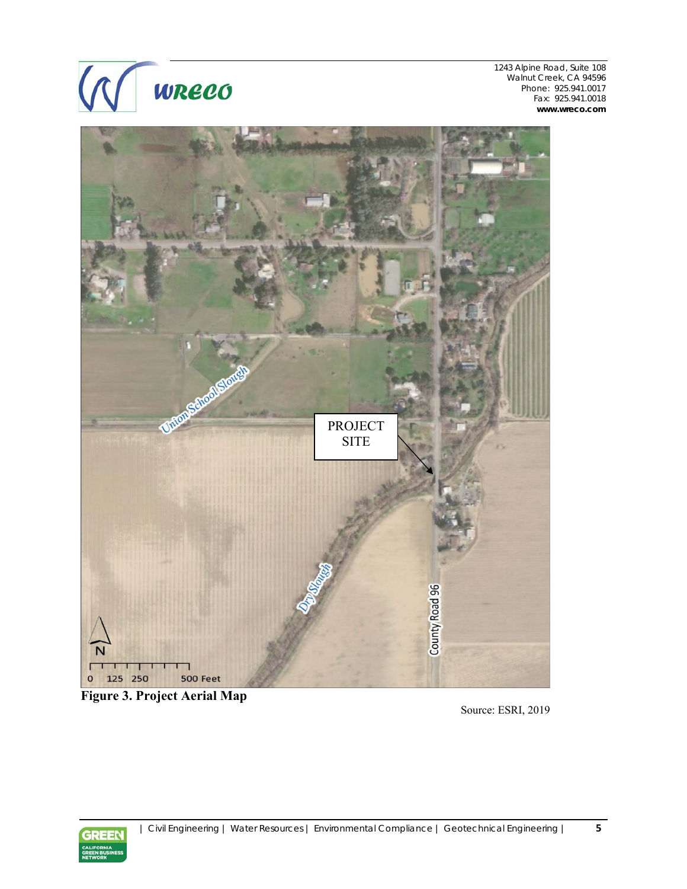**Figure 3. Project Aerial Map**

Source: ESRI, 2019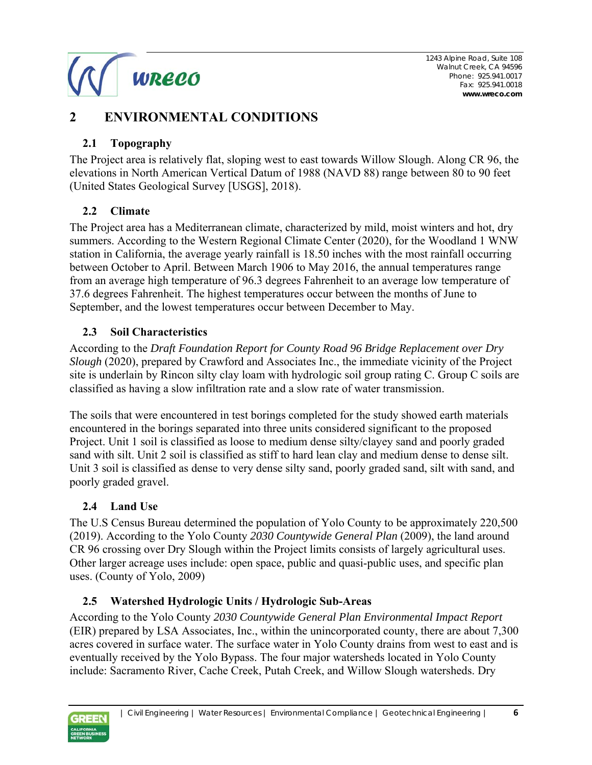# 2 ENVIRONMENTAL CONDITIONS

## 2.1 Topography

The Project area is relatively flat, sloping west to east towards Willow Slough. Along CR 96, the elevations in North American Vertical Datum of 1988 (NAVD 88) range between 80 to 90 feet (United States Geological Survey [USGS], 2018).

## 2.2 Climate

The Project area has a Mediterranean climate, characterized by mild, moist winters and hot, dry summers. According to the Western Regional Climate Center (2020), for the Woodland 1 WNW station in California, the average yearly rainfall is 18.50 inches with the most rainfall occurring between October to April. Between March 1906 to May 2016, the annual temperatures range from an average high temperature of 96.3 degrees Fahrenheit to an average low temperature of 37.6 degrees Fahrenheit. The highest temperatures occur between the months of June to September, and the lowest temperatures occur between December to May.

## 2.3 Soil Characteristics

According to the *Draft Foundation Report for County Road 96 Bridge Replacement over Dry Slough* (2020), prepared by Crawford and Associates Inc., the immediate vicinity of the Project site is underlain by Rincon silty clay loam with hydrologic soil group rating C. Group C soils are classified as having a slow infiltration rate and a slow rate of water transmission.

The soils that were encountered in test borings completed for the study showed earth materials encountered in the borings separated into three units considered significant to the proposed Project. Unit 1 soil is classified as loose to medium dense silty/clayey sand and poorly graded sand with silt. Unit 2 soil is classified as stiff to hard lean clay and medium dense to dense silt. Unit 3 soil is classified as dense to very dense silty sand, poorly graded sand, silt with sand, and poorly graded gravel.

## 2.4 Land Use

The U.S Census Bureau determined the population of Yolo County to be approximately 220,500 (2019). According to the Yolo County *2030 Countywide General Plan* (2009), the land around CR 96 crossing over Dry Slough within the Project limits consists of largely agricultural uses. Other larger acreage uses include: open space, public and quasi-public uses, and specific plan uses. (County of Yolo, 2009)

## 2.5 Watershed Hydrologic Units / Hydrologic Sub-Areas

According to the Yolo County *2030 Countywide General Plan Environmental Impact Report* (EIR) prepared by LSA Associates, Inc., within the unincorporated county, there are about 7,300 acres covered in surface water. The surface water in Yolo County drains from west to east and is eventually received by the Yolo Bypass. The four major watersheds located in Yolo County include: Sacramento River, Cache Creek, Putah Creek, and Willow Slough watersheds. Dry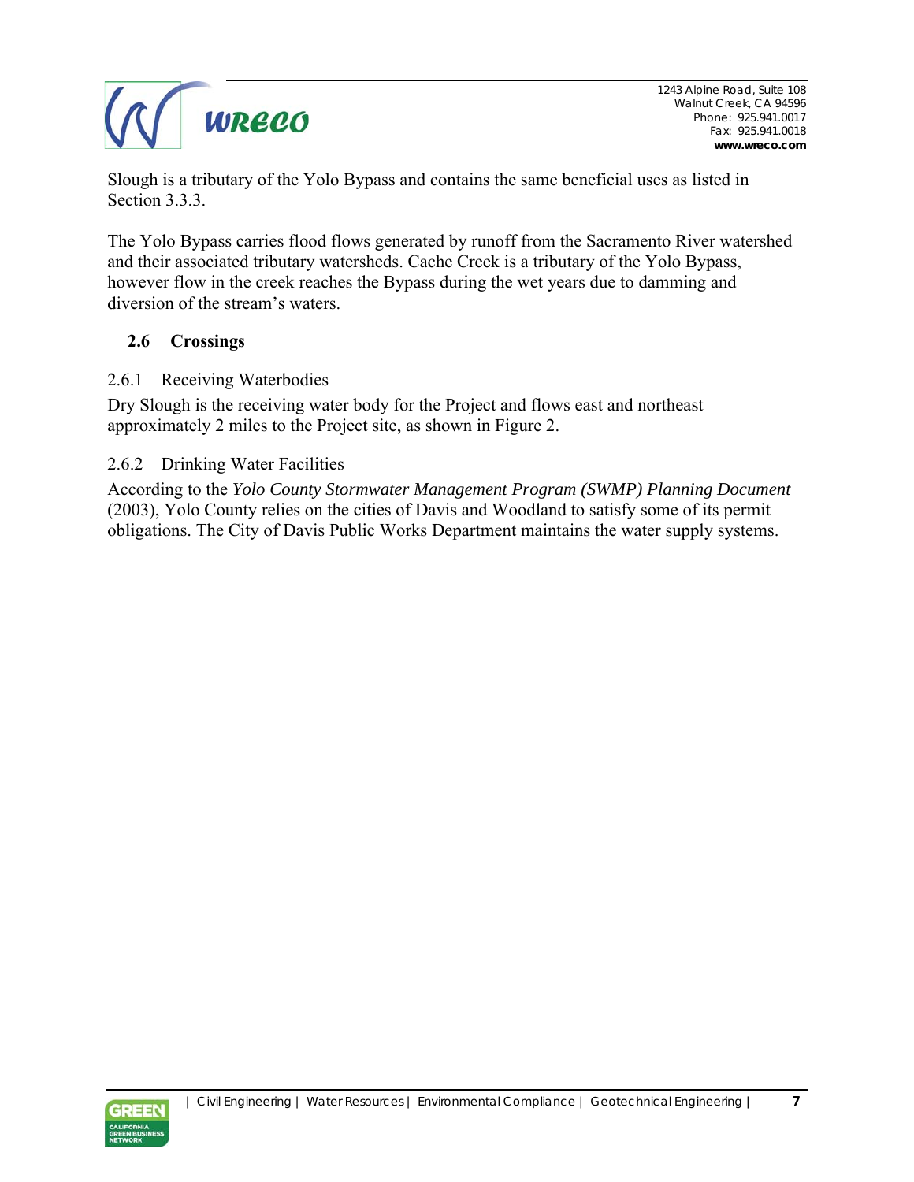Slough is a tributary of the Yolo Bypass and contains the same beneficial uses as listed in Section 3.3.3.

The Yolo Bypass carries flood flows generated by runoff from the Sacramento River watershed and their associated tributary watersheds. Cache Creek is a tributary of the Yolo Bypass, however flow in the creek reaches the Bypass during the wet years due to damming and diversion of the stream's waters.

## 2.6 Crossings

### 2.6.1 Receiving Waterbodies

Dry Slough is the receiving water body for the Project and flows east and northeast approximately 2 miles to the Project site, as shown in Figure 2.

### 2.6.2 Drinking Water Facilities

According to the *Yolo County Stormwater Management Program (SWMP) Planning Document* (2003), Yolo County relies on the cities of Davis and Woodland to satisfy some of its permit obligations. The City of Davis Public Works Department maintains the water supply systems.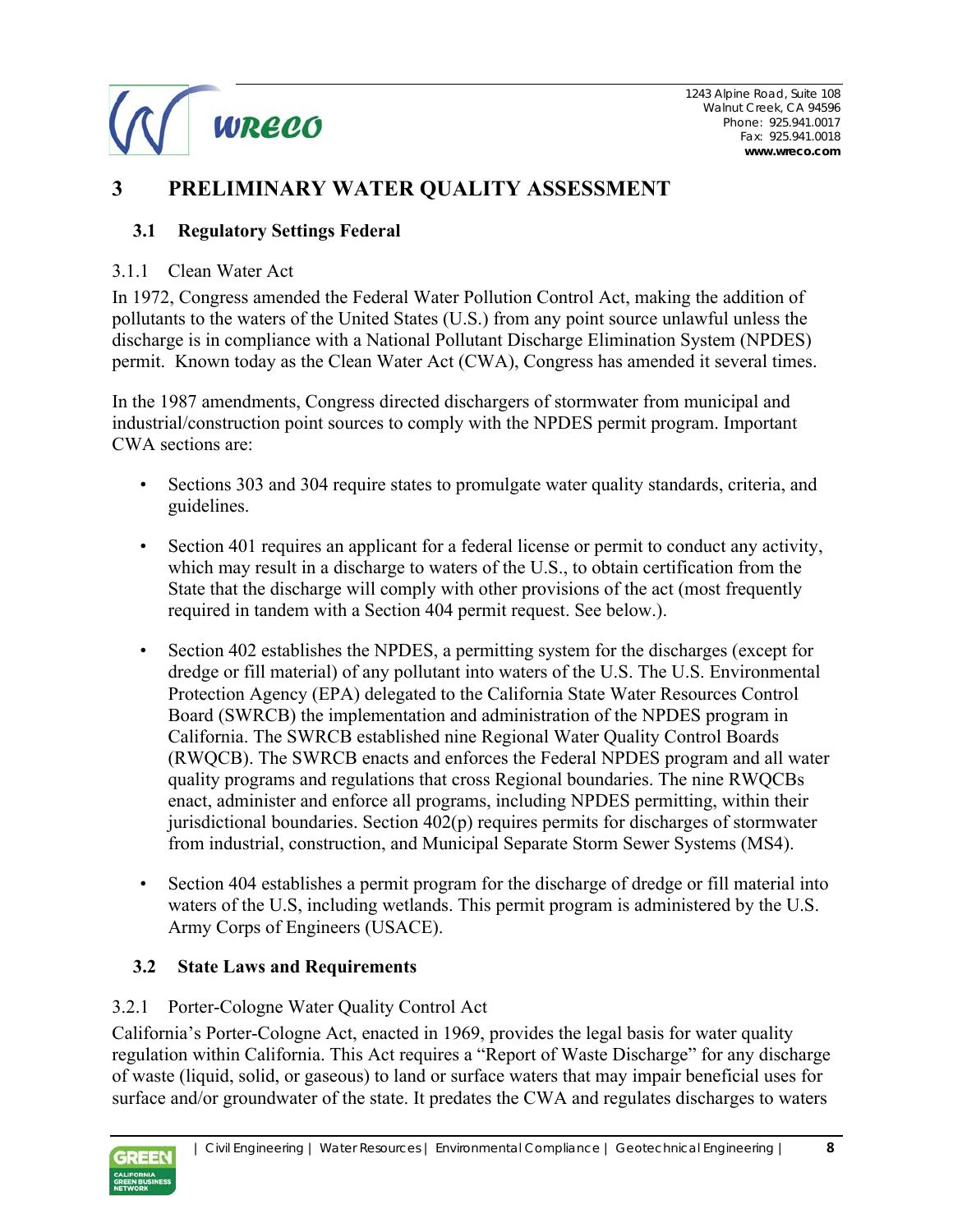# 3 PRELIMINARY WATER QUALITY ASSESSMENT

## 3.1 Regulatory Settings Federal

### 3.1.1 Clean Water Act

In 1972, Congress amended the Federal Water Pollution Control Act, making the addition of pollutants to the waters of the United States (U.S.) from any point source unlawful unless the discharge is in compliance with a National Pollutant Discharge Elimination System (NPDES) permit. Known today as the Clean Water Act (CWA), Congress has amended it several times.

In the 1987 amendments, Congress directed dischargers of stormwater from municipal and industrial/construction point sources to comply with the NPDES permit program. Important CWA sections are:

- Sections 303 and 304 require states to promulgate water quality standards, criteria, and guidelines.
- Section 401 requires an applicant for a federal license or permit to conduct any activity, which may result in a discharge to waters of the U.S., to obtain certification from the State that the discharge will comply with other provisions of the act (most frequently required in tandem with a Section 404 permit request. See below.).
- Section 402 establishes the NPDES, a permitting system for the discharges (except for dredge or fill material) of any pollutant into waters of the U.S. The U.S. Environmental Protection Agency (EPA) delegated to the California State Water Resources Control Board (SWRCB) the implementation and administration of the NPDES program in California. The SWRCB established nine Regional Water Quality Control Boards (RWQCB). The SWRCB enacts and enforces the Federal NPDES program and all water quality programs and regulations that cross Regional boundaries. The nine RWQCBs enact, administer and enforce all programs, including NPDES permitting, within their jurisdictional boundaries. Section 402(p) requires permits for discharges of stormwater from industrial, construction, and Municipal Separate Storm Sewer Systems (MS4).
- Section 404 establishes a permit program for the discharge of dredge or fill material into waters of the U.S, including wetlands. This permit program is administered by the U.S. Army Corps of Engineers (USACE).

## 3.2 State Laws and Requirements

### 3.2.1 Porter-Cologne Water Quality Control Act

California's Porter-Cologne Act, enacted in 1969, provides the legal basis for water quality regulation within California. This Act requires a "Report of Waste Discharge" for any discharge of waste (liquid, solid, or gaseous) to land or surface waters that may impair beneficial uses for surface and/or groundwater of the state. It predates the CWA and regulates discharges to waters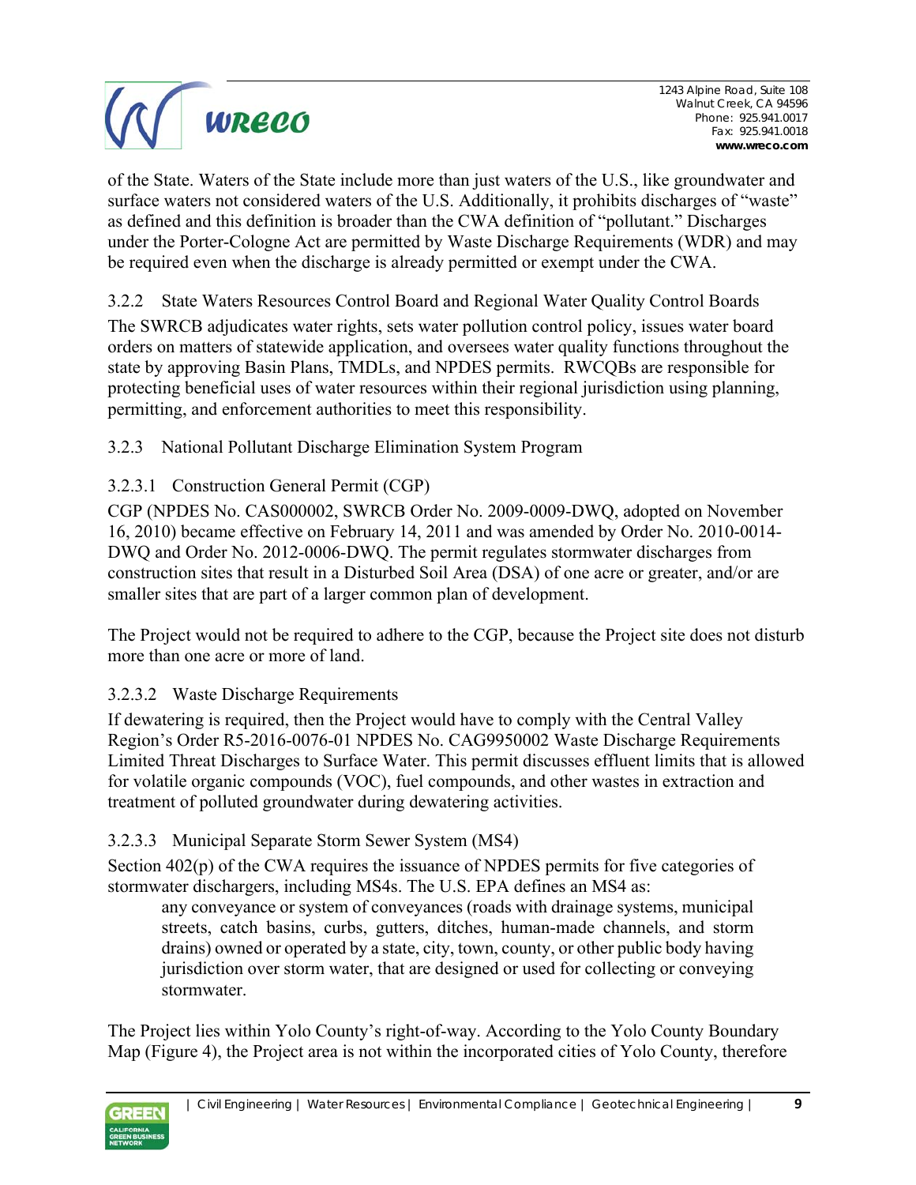of the State. Waters of the State include more than just waters of the U.S., like groundwater and surface waters not considered waters of the U.S. Additionally, it prohibits discharges of "waste" as defined and this definition is broader than the CWA definition of "pollutant." Discharges under the Porter-Cologne Act are permitted by Waste Discharge Requirements (WDR) and may be required even when the discharge is already permitted or exempt under the CWA.

### 3.2.2 State Waters Resources Control Board and Regional Water Quality Control Boards

The SWRCB adjudicates water rights, sets water pollution control policy, issues water board orders on matters of statewide application, and oversees water quality functions throughout the state by approving Basin Plans, TMDLs, and NPDES permits. RWCQBs are responsible for protecting beneficial uses of water resources within their regional jurisdiction using planning, permitting, and enforcement authorities to meet this responsibility.

### 3.2.3 National Pollutant Discharge Elimination System Program

#### 3.2.3.1 Construction General Permit (CGP)

CGP (NPDES No. CAS000002, SWRCB Order No. 2009-0009-DWQ, adopted on November 16, 2010) became effective on February 14, 2011 and was amended by Order No. 2010-0014-DWQ and Order No. 2012-0006-DWQ. The permit regulates stormwater discharges from construction sites that result in a Disturbed Soil Area (DSA) of one acre or greater, and/or are smaller sites that are part of a larger common plan of development.

The Project would not be required to adhere to the CGP, because the Project site does not disturb more than one acre or more of land.

#### 3.2.3.2 Waste Discharge Requirements

If dewatering is required, then the Project would have to comply with the Central Valley Region's Order R5-2016-0076-01 NPDES No. CAG9950002 Waste Discharge Requirements Limited Threat Discharges to Surface Water. This permit discusses effluent limits that is allowed for volatile organic compounds (VOC), fuel compounds, and other wastes in extraction and treatment of polluted groundwater during dewatering activities.

#### 3.2.3.3 Municipal Separate Storm Sewer System (MS4)

Section 402(p) of the CWA requires the issuance of NPDES permits for five categories of stormwater dischargers, including MS4s. The U.S. EPA defines an MS4 as:

> any conveyance or system of conveyances (roads with drainage systems, municipal streets, catch basins, curbs, gutters, ditches, human-made channels, and storm drains) owned or operated by a state, city, town, county, or other public body having jurisdiction over storm water, that are designed or used for collecting or conveying stormwater.

The Project lies within Yolo County's right-of-way. According to the Yolo County Boundary Map (Figure 4), the Project area is not within the incorporated cities of Yolo County, therefore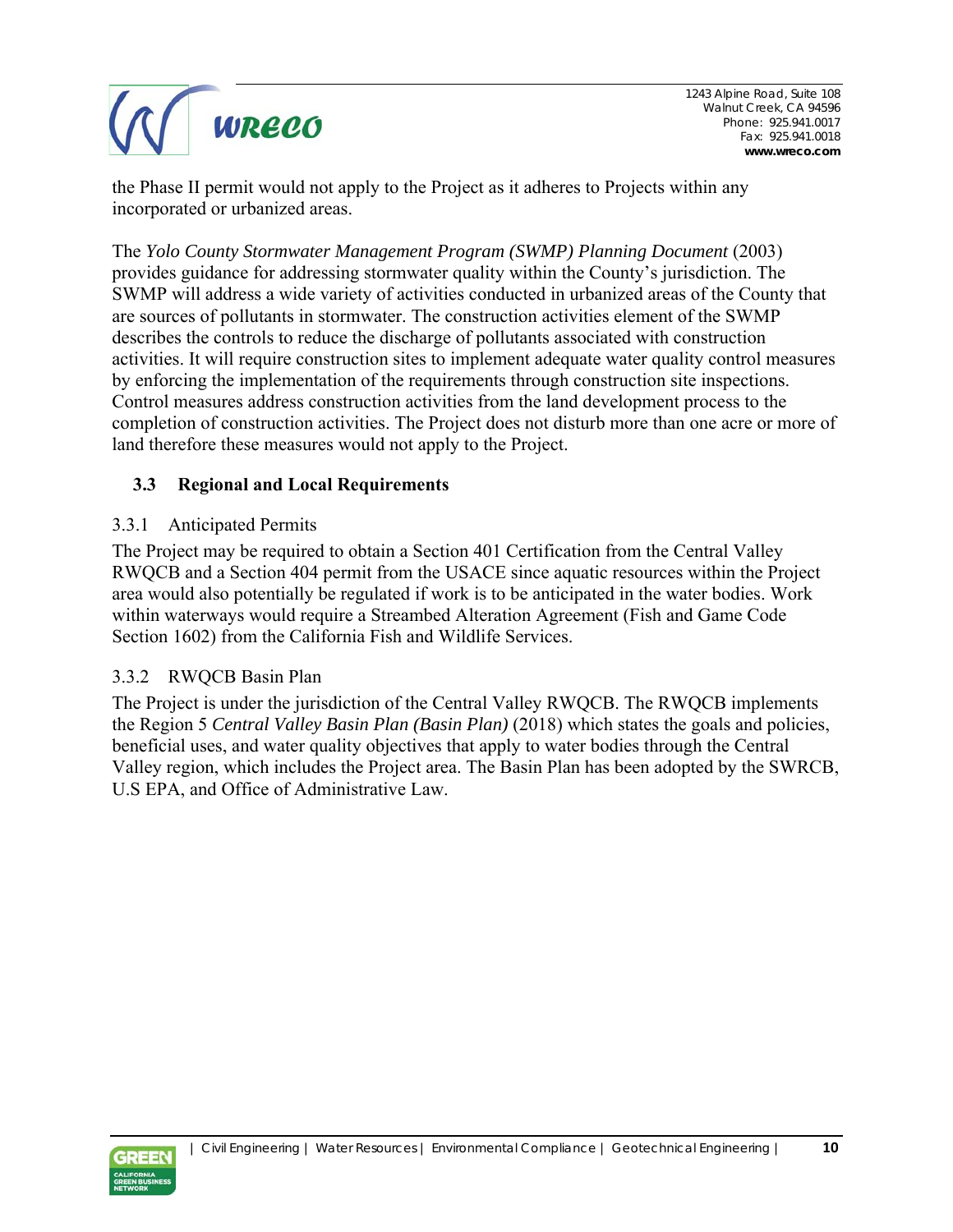the Phase II permit would not apply to the Project as it adheres to Projects within any incorporated or urbanized areas.

The *Yolo County Stormwater Management Program (SWMP) Planning Document* (2003) provides guidance for addressing stormwater quality within the County's jurisdiction. The SWMP will address a wide variety of activities conducted in urbanized areas of the County that are sources of pollutants in stormwater. The construction activities element of the SWMP describes the controls to reduce the discharge of pollutants associated with construction activities. It will require construction sites to implement adequate water quality control measures by enforcing the implementation of the requirements through construction site inspections. Control measures address construction activities from the land development process to the completion of construction activities. The Project does not disturb more than one acre or more of land therefore these measures would not apply to the Project.

## 3.3 Regional and Local Requirements

### 3.3.1 Anticipated Permits

The Project may be required to obtain a Section 401 Certification from the Central Valley RWQCB and a Section 404 permit from the USACE since aquatic resources within the Project area would also potentially be regulated if work is to be anticipated in the water bodies. Work within waterways would require a Streambed Alteration Agreement (Fish and Game Code Section 1602) from the California Fish and Wildlife Services.

### 3.3.2 RWQCB Basin Plan

The Project is under the jurisdiction of the Central Valley RWQCB. The RWQCB implements the Region 5 *Central Valley Basin Plan (Basin Plan)* (2018) which states the goals and policies, beneficial uses, and water quality objectives that apply to water bodies through the Central Valley region, which includes the Project area. The Basin Plan has been adopted by the SWRCB, U.S EPA, and Office of Administrative Law.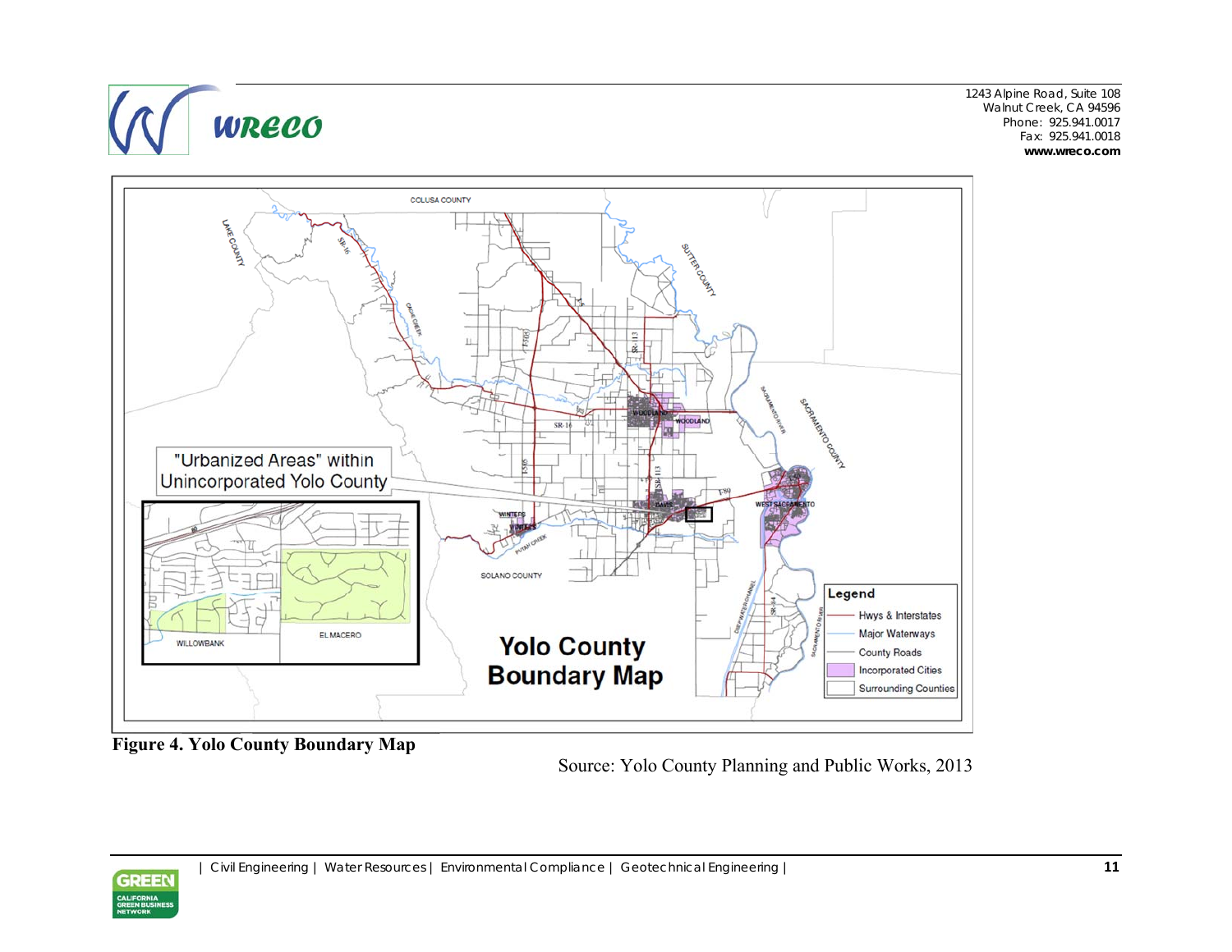**Figure 4. Yolo County Boundary Map**

Source: Yolo County Planning and Public Works, 2013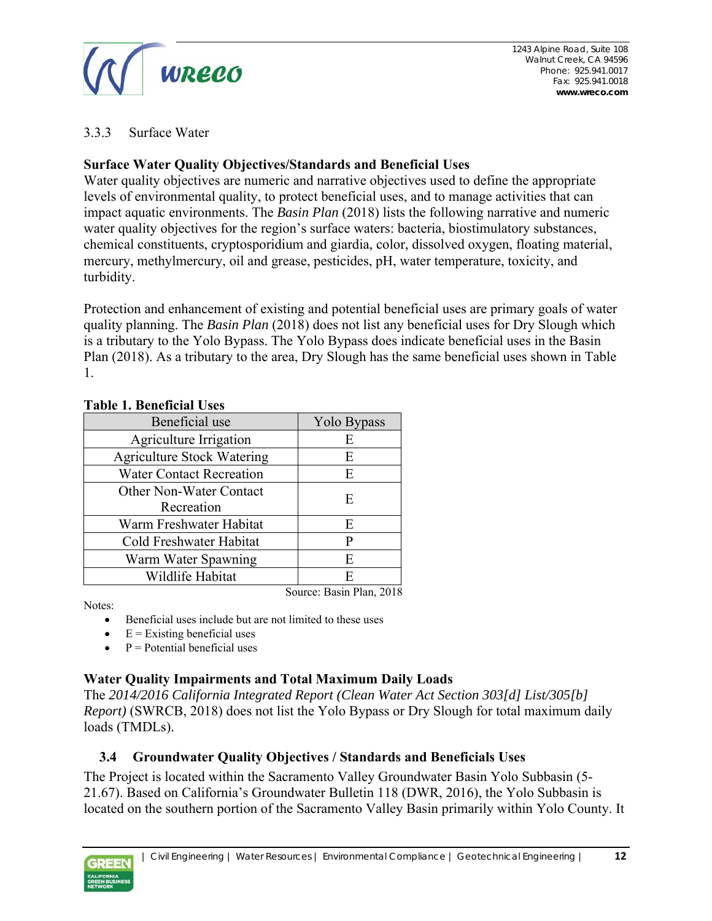### 3.3.3 Surface Water

**Surface Water Quality Objectives/Standards and Beneficial Uses**

Water quality objectives are numeric and narrative objectives used to define the appropriate levels of environmental quality, to protect beneficial uses, and to manage activities that can impact aquatic environments. The *Basin Plan* (2018) lists the following narrative and numeric water quality objectives for the region's surface waters: bacteria, biostimulatory substances, chemical constituents, cryptosporidium and giardia, color, dissolved oxygen, floating material, mercury, methylmercury, oil and grease, pesticides, pH, water temperature, toxicity, and turbidity.

Protection and enhancement of existing and potential beneficial uses are primary goals of water quality planning. The *Basin Plan* (2018) does not list any beneficial uses for Dry Slough which is a tributary to the Yolo Bypass. The Yolo Bypass does indicate beneficial uses in the Basin Plan (2018). As a tributary to the area, Dry Slough has the same beneficial uses shown in Table 1.

**Table 1. Beneficial Uses**

| Beneficial use | Yolo Bypass |
|---|---|
| Agriculture Irrigation | E |
| Agriculture Stock Watering | E |
| Water Contact Recreation | E |
| Other Non-Water Contact Recreation | E |
| Warm Freshwater Habitat | E |
| Cold Freshwater Habitat | P |
| Warm Water Spawning | E |
| Wildlife Habitat | E |

Source: Basin Plan, 2018

Notes:

- Beneficial uses include but are not limited to these uses
- E = Existing beneficial uses
- P = Potential beneficial uses

**Water Quality Impairments and Total Maximum Daily Loads**

The *2014/2016 California Integrated Report (Clean Water Act Section 303[d] List/305[b] Report)* (SWRCB, 2018) does not list the Yolo Bypass or Dry Slough for total maximum daily loads (TMDLs).

## 3.4 Groundwater Quality Objectives / Standards and Beneficials Uses

The Project is located within the Sacramento Valley Groundwater Basin Yolo Subbasin (5-21.67). Based on California's Groundwater Bulletin 118 (DWR, 2016), the Yolo Subbasin is located on the southern portion of the Sacramento Valley Basin primarily within Yolo County. It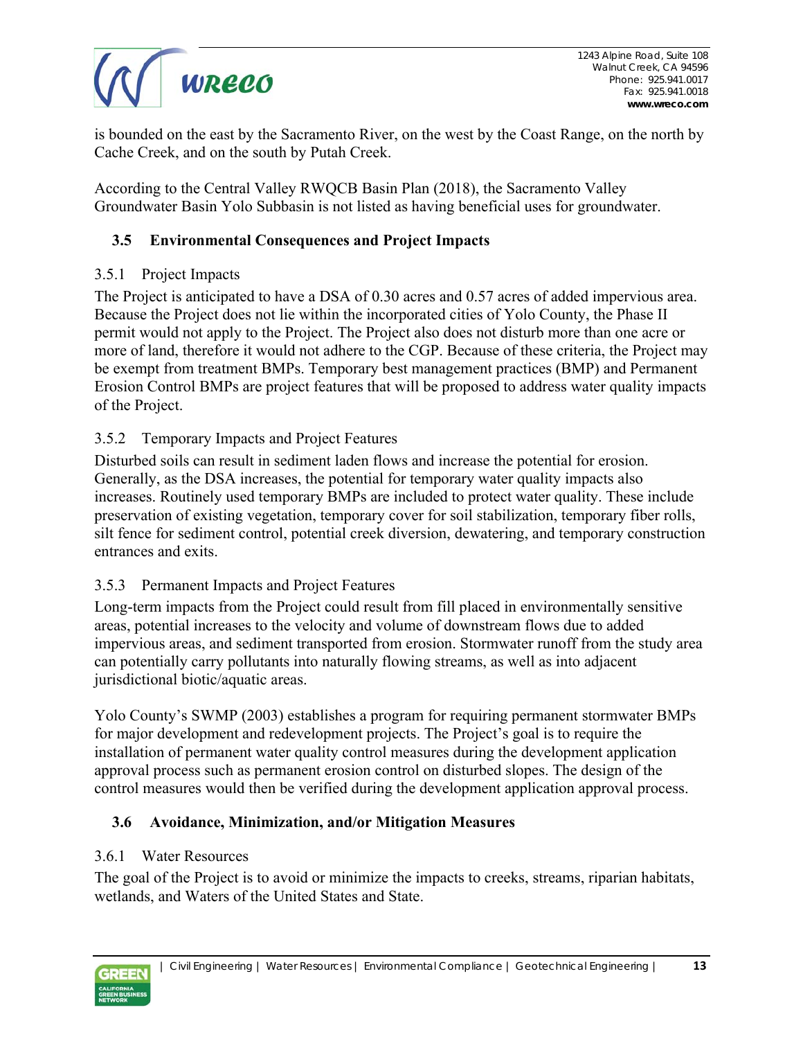is bounded on the east by the Sacramento River, on the west by the Coast Range, on the north by Cache Creek, and on the south by Putah Creek.

According to the Central Valley RWQCB Basin Plan (2018), the Sacramento Valley Groundwater Basin Yolo Subbasin is not listed as having beneficial uses for groundwater.

## 3.5 Environmental Consequences and Project Impacts

### 3.5.1 Project Impacts

The Project is anticipated to have a DSA of 0.30 acres and 0.57 acres of added impervious area. Because the Project does not lie within the incorporated cities of Yolo County, the Phase II permit would not apply to the Project. The Project also does not disturb more than one acre or more of land, therefore it would not adhere to the CGP. Because of these criteria, the Project may be exempt from treatment BMPs. Temporary best management practices (BMP) and Permanent Erosion Control BMPs are project features that will be proposed to address water quality impacts of the Project.

### 3.5.2 Temporary Impacts and Project Features

Disturbed soils can result in sediment laden flows and increase the potential for erosion. Generally, as the DSA increases, the potential for temporary water quality impacts also increases. Routinely used temporary BMPs are included to protect water quality. These include preservation of existing vegetation, temporary cover for soil stabilization, temporary fiber rolls, silt fence for sediment control, potential creek diversion, dewatering, and temporary construction entrances and exits.

### 3.5.3 Permanent Impacts and Project Features

Long-term impacts from the Project could result from fill placed in environmentally sensitive areas, potential increases to the velocity and volume of downstream flows due to added impervious areas, and sediment transported from erosion. Stormwater runoff from the study area can potentially carry pollutants into naturally flowing streams, as well as into adjacent jurisdictional biotic/aquatic areas.

Yolo County's SWMP (2003) establishes a program for requiring permanent stormwater BMPs for major development and redevelopment projects. The Project's goal is to require the installation of permanent water quality control measures during the development application approval process such as permanent erosion control on disturbed slopes. The design of the control measures would then be verified during the development application approval process.

## 3.6 Avoidance, Minimization, and/or Mitigation Measures

### 3.6.1 Water Resources

The goal of the Project is to avoid or minimize the impacts to creeks, streams, riparian habitats, wetlands, and Waters of the United States and State.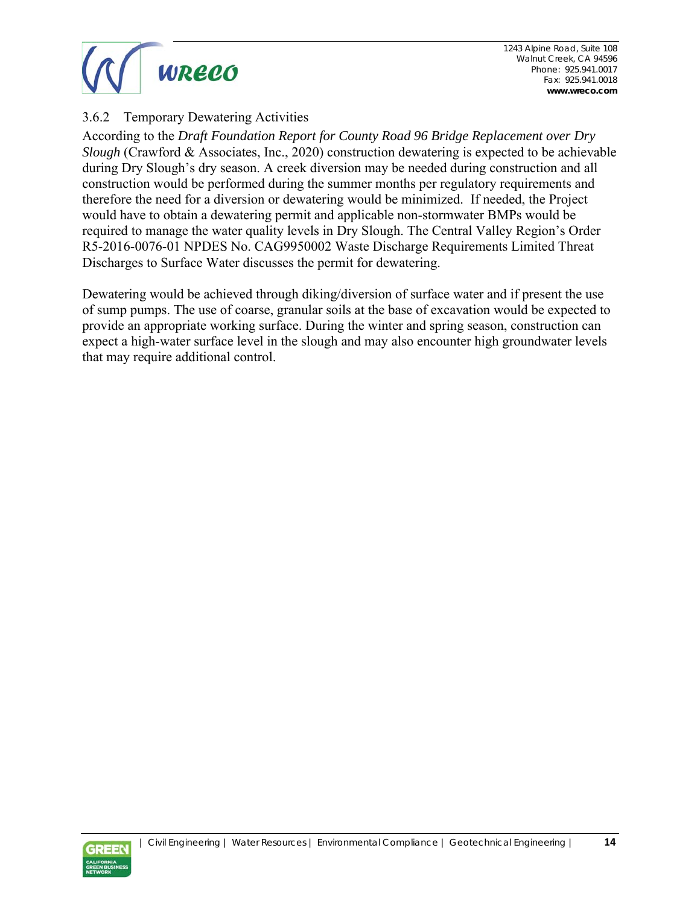### 3.6.2 Temporary Dewatering Activities

According to the *Draft Foundation Report for County Road 96 Bridge Replacement over Dry Slough* (Crawford & Associates, Inc., 2020) construction dewatering is expected to be achievable during Dry Slough's dry season. A creek diversion may be needed during construction and all construction would be performed during the summer months per regulatory requirements and therefore the need for a diversion or dewatering would be minimized. If needed, the Project would have to obtain a dewatering permit and applicable non-stormwater BMPs would be required to manage the water quality levels in Dry Slough. The Central Valley Region's Order R5-2016-0076-01 NPDES No. CAG9950002 Waste Discharge Requirements Limited Threat Discharges to Surface Water discusses the permit for dewatering.

Dewatering would be achieved through diking/diversion of surface water and if present the use of sump pumps. The use of coarse, granular soils at the base of excavation would be expected to provide an appropriate working surface. During the winter and spring season, construction can expect a high-water surface level in the slough and may also encounter high groundwater levels that may require additional control.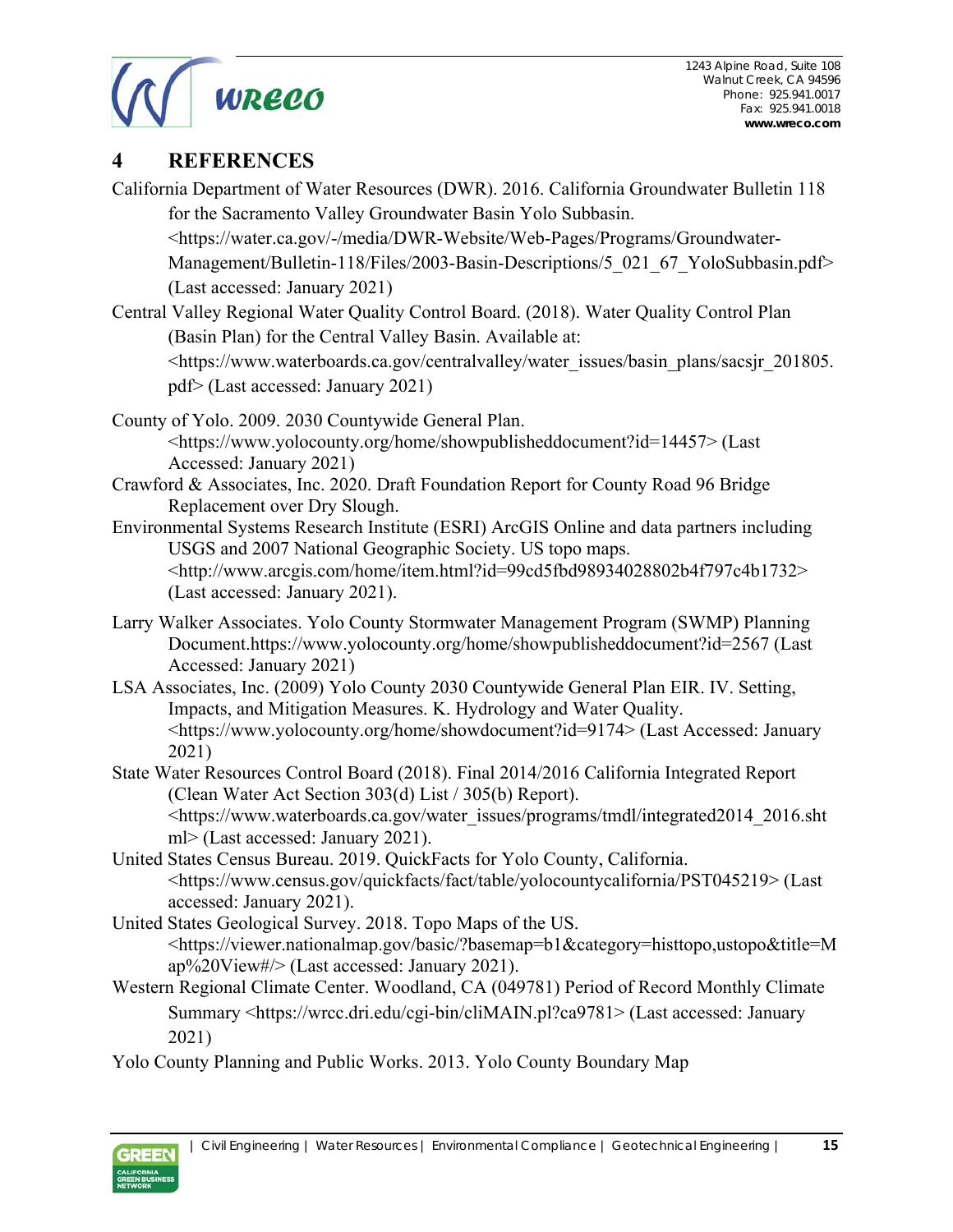# 4 REFERENCES

California Department of Water Resources (DWR). 2016. California Groundwater Bulletin 118 for the Sacramento Valley Groundwater Basin Yolo Subbasin. <https://water.ca.gov/-/media/DWR-Website/Web-Pages/Programs/Groundwater-Management/Bulletin-118/Files/2003-Basin-Descriptions/5_021_67_YoloSubbasin.pdf> (Last accessed: January 2021)

Central Valley Regional Water Quality Control Board. (2018). Water Quality Control Plan (Basin Plan) for the Central Valley Basin. Available at: <https://www.waterboards.ca.gov/centralvalley/water_issues/basin_plans/sacsjr_201805.pdf> (Last accessed: January 2021)

County of Yolo. 2009. 2030 Countywide General Plan. <https://www.yolocounty.org/home/showpublisheddocument?id=14457> (Last Accessed: January 2021)

Crawford & Associates, Inc. 2020. Draft Foundation Report for County Road 96 Bridge Replacement over Dry Slough.

Environmental Systems Research Institute (ESRI) ArcGIS Online and data partners including USGS and 2007 National Geographic Society. US topo maps. <http://www.arcgis.com/home/item.html?id=99cd5fbd98934028802b4f797c4b1732> (Last accessed: January 2021).

Larry Walker Associates. Yolo County Stormwater Management Program (SWMP) Planning Document.https://www.yolocounty.org/home/showpublisheddocument?id=2567 (Last Accessed: January 2021)

LSA Associates, Inc. (2009) Yolo County 2030 Countywide General Plan EIR. IV. Setting, Impacts, and Mitigation Measures. K. Hydrology and Water Quality. <https://www.yolocounty.org/home/showdocument?id=9174> (Last Accessed: January 2021)

State Water Resources Control Board (2018). Final 2014/2016 California Integrated Report (Clean Water Act Section 303(d) List / 305(b) Report). <https://www.waterboards.ca.gov/water_issues/programs/tmdl/integrated2014_2016.shtml> (Last accessed: January 2021).

United States Census Bureau. 2019. QuickFacts for Yolo County, California. <https://www.census.gov/quickfacts/fact/table/yolocountycalifornia/PST045219> (Last accessed: January 2021).

United States Geological Survey. 2018. Topo Maps of the US. <https://viewer.nationalmap.gov/basic/?basemap=b1&category=histtopo,ustopo&title=Map%20View#/> (Last accessed: January 2021).

Western Regional Climate Center. Woodland, CA (049781) Period of Record Monthly Climate Summary <https://wrcc.dri.edu/cgi-bin/cliMAIN.pl?ca9781> (Last accessed: January 2021)

Yolo County Planning and Public Works. 2013. Yolo County Boundary Map